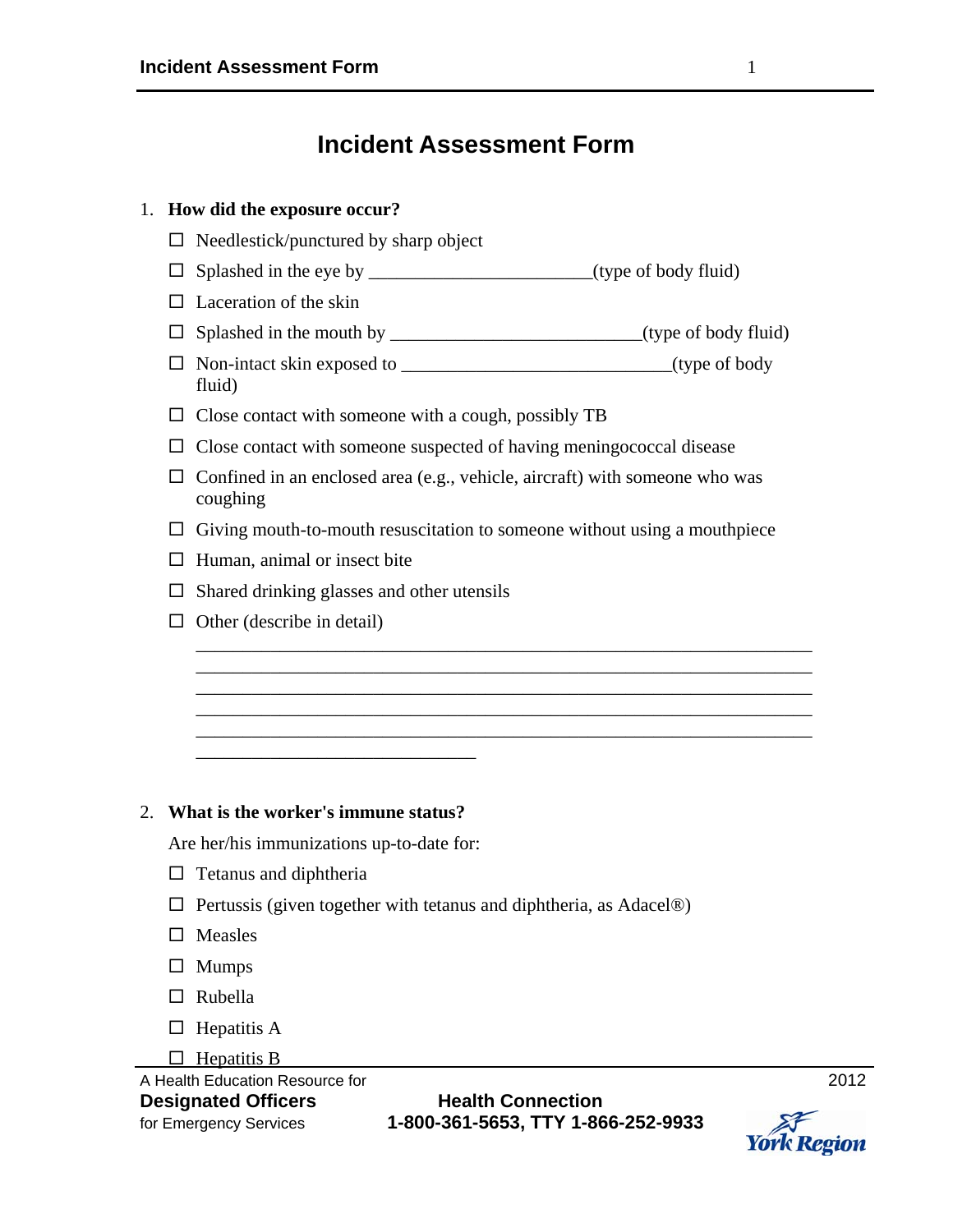# Incident Assessment Form

1. **How did the exposure occur?**

   - ☐ Needlestick/punctured by sharp object
   - ☐ Splashed in the eye by ________________________(type of body fluid)
   - ☐ Laceration of the skin
   - ☐ Splashed in the mouth by ___________________________(type of body fluid)
   - ☐ Non-intact skin exposed to _____________________________(type of body fluid)
   - ☐ Close contact with someone with a cough, possibly TB
   - ☐ Close contact with someone suspected of having meningococcal disease
   - ☐ Confined in an enclosed area (e.g., vehicle, aircraft) with someone who was coughing
   - ☐ Giving mouth-to-mouth resuscitation to someone without using a mouthpiece
   - ☐ Human, animal or insect bite
   - ☐ Shared drinking glasses and other utensils
   - ☐ Other (describe in detail)

   ____________________________________________________________________
   ____________________________________________________________________
   ____________________________________________________________________
   ____________________________________________________________________
   ____________________________________________________________________
   ______________________________

2. **What is the worker's immune status?**

   Are her/his immunizations up-to-date for:

   - ☐ Tetanus and diphtheria
   - ☐ Pertussis (given together with tetanus and diphtheria, as Adacel®)
   - ☐ Measles
   - ☐ Mumps
   - ☐ Rubella
   - ☐ Hepatitis A
   - ☐ Hepatitis B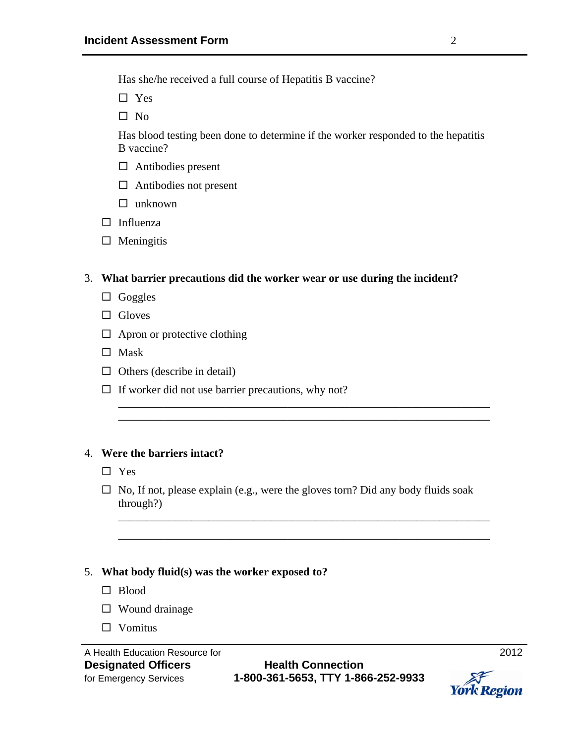Has she/he received a full course of Hepatitis B vaccine?

- ☐ Yes
- ☐ No

Has blood testing been done to determine if the worker responded to the hepatitis B vaccine?

- ☐ Antibodies present
- ☐ Antibodies not present
- ☐ unknown

- ☐ Influenza
- ☐ Meningitis

3. **What barrier precautions did the worker wear or use during the incident?**

   - ☐ Goggles
   - ☐ Gloves
   - ☐ Apron or protective clothing
   - ☐ Mask
   - ☐ Others (describe in detail)
   - ☐ If worker did not use barrier precautions, why not?

   ___________________________________________________________________

   ___________________________________________________________________

4. **Were the barriers intact?**

   - ☐ Yes
   - ☐ No, If not, please explain (e.g., were the gloves torn? Did any body fluids soak through?)

   ___________________________________________________________________

   ___________________________________________________________________

5. **What body fluid(s) was the worker exposed to?**

   - ☐ Blood
   - ☐ Wound drainage
   - ☐ Vomitus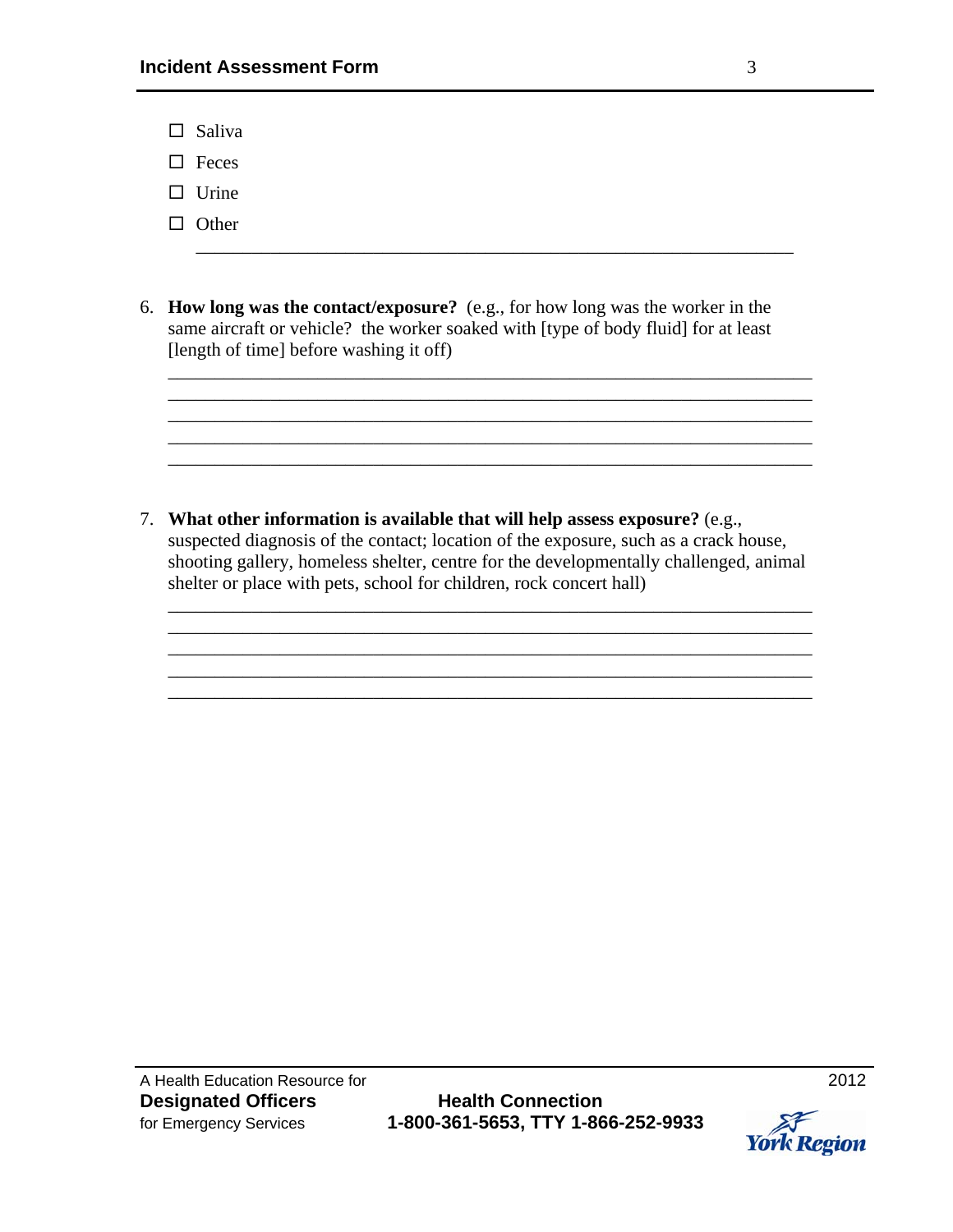- ☐ Saliva
- ☐ Feces
- ☐ Urine
- ☐ Other

    ______________________________________________________________

6. **How long was the contact/exposure?** (e.g., for how long was the worker in the same aircraft or vehicle? the worker soaked with [type of body fluid] for at least [length of time] before washing it off)

    ______________________________________________________________
    ______________________________________________________________
    ______________________________________________________________
    ______________________________________________________________
    ______________________________________________________________

7. **What other information is available that will help assess exposure?** (e.g., suspected diagnosis of the contact; location of the exposure, such as a crack house, shooting gallery, homeless shelter, centre for the developmentally challenged, animal shelter or place with pets, school for children, rock concert hall)

    ______________________________________________________________
    ______________________________________________________________
    ______________________________________________________________
    ______________________________________________________________
    ______________________________________________________________